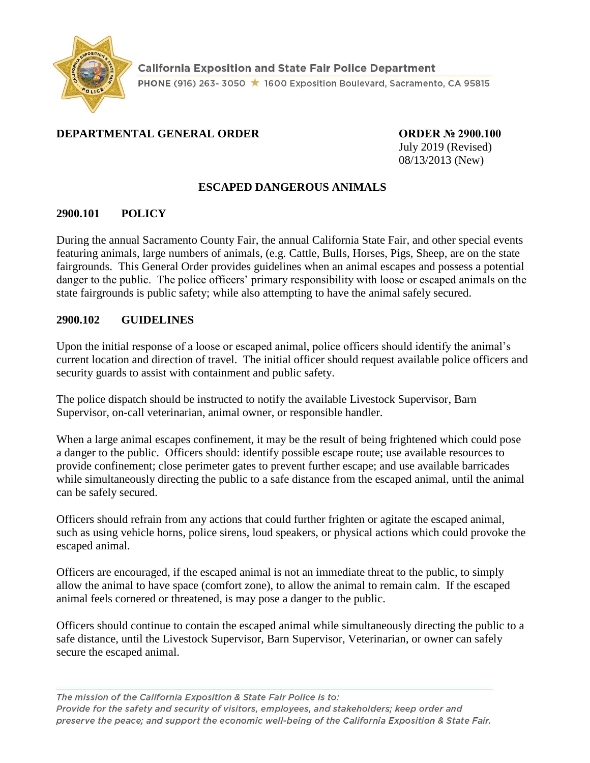California Exposition and State Fair Police Department

PHONE (916) 263- 3050 ★ 1600 Exposition Boulevard, Sacramento, CA 95815

**DEPARTMENTAL GENERAL ORDER**

**ORDER № 2900.100**
July 2019 (Revised)
08/13/2013 (New)

## ESCAPED DANGEROUS ANIMALS

### 2900.101 POLICY

During the annual Sacramento County Fair, the annual California State Fair, and other special events featuring animals, large numbers of animals, (e.g. Cattle, Bulls, Horses, Pigs, Sheep, are on the state fairgrounds. This General Order provides guidelines when an animal escapes and possess a potential danger to the public. The police officers' primary responsibility with loose or escaped animals on the state fairgrounds is public safety; while also attempting to have the animal safely secured.

### 2900.102 GUIDELINES

Upon the initial response of a loose or escaped animal, police officers should identify the animal's current location and direction of travel. The initial officer should request available police officers and security guards to assist with containment and public safety.

The police dispatch should be instructed to notify the available Livestock Supervisor, Barn Supervisor, on-call veterinarian, animal owner, or responsible handler.

When a large animal escapes confinement, it may be the result of being frightened which could pose a danger to the public. Officers should: identify possible escape route; use available resources to provide confinement; close perimeter gates to prevent further escape; and use available barricades while simultaneously directing the public to a safe distance from the escaped animal, until the animal can be safely secured.

Officers should refrain from any actions that could further frighten or agitate the escaped animal, such as using vehicle horns, police sirens, loud speakers, or physical actions which could provoke the escaped animal.

Officers are encouraged, if the escaped animal is not an immediate threat to the public, to simply allow the animal to have space (comfort zone), to allow the animal to remain calm. If the escaped animal feels cornered or threatened, is may pose a danger to the public.

Officers should continue to contain the escaped animal while simultaneously directing the public to a safe distance, until the Livestock Supervisor, Barn Supervisor, Veterinarian, or owner can safely secure the escaped animal.

*The mission of the California Exposition & State Fair Police is to:
Provide for the safety and security of visitors, employees, and stakeholders; keep order and preserve the peace; and support the economic well-being of the California Exposition & State Fair.*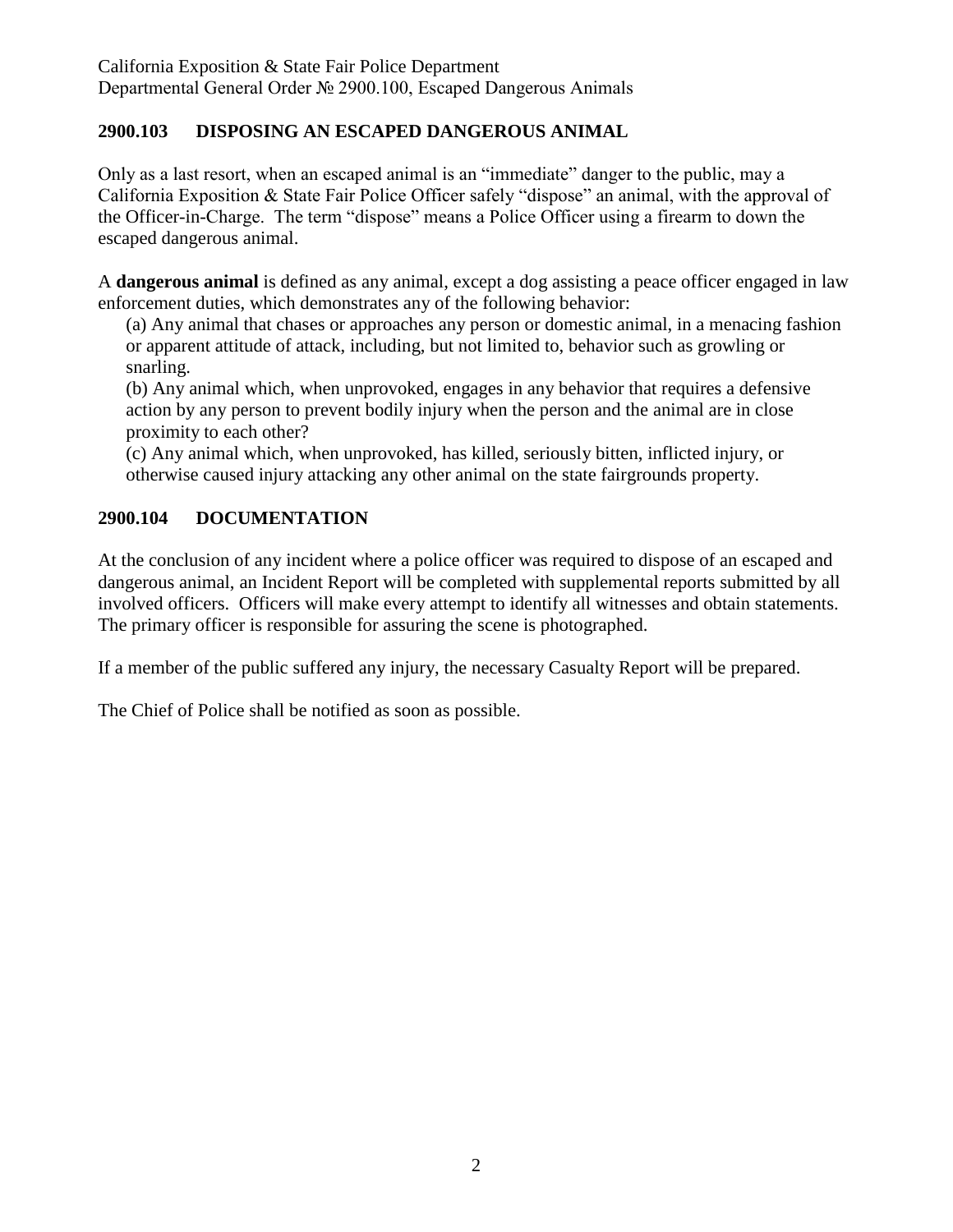## 2900.103 DISPOSING AN ESCAPED DANGEROUS ANIMAL

Only as a last resort, when an escaped animal is an "immediate" danger to the public, may a California Exposition & State Fair Police Officer safely "dispose" an animal, with the approval of the Officer-in-Charge. The term "dispose" means a Police Officer using a firearm to down the escaped dangerous animal.

A **dangerous animal** is defined as any animal, except a dog assisting a peace officer engaged in law enforcement duties, which demonstrates any of the following behavior:

(a) Any animal that chases or approaches any person or domestic animal, in a menacing fashion or apparent attitude of attack, including, but not limited to, behavior such as growling or snarling.

(b) Any animal which, when unprovoked, engages in any behavior that requires a defensive action by any person to prevent bodily injury when the person and the animal are in close proximity to each other?

(c) Any animal which, when unprovoked, has killed, seriously bitten, inflicted injury, or otherwise caused injury attacking any other animal on the state fairgrounds property.

## 2900.104 DOCUMENTATION

At the conclusion of any incident where a police officer was required to dispose of an escaped and dangerous animal, an Incident Report will be completed with supplemental reports submitted by all involved officers. Officers will make every attempt to identify all witnesses and obtain statements. The primary officer is responsible for assuring the scene is photographed.

If a member of the public suffered any injury, the necessary Casualty Report will be prepared.

The Chief of Police shall be notified as soon as possible.